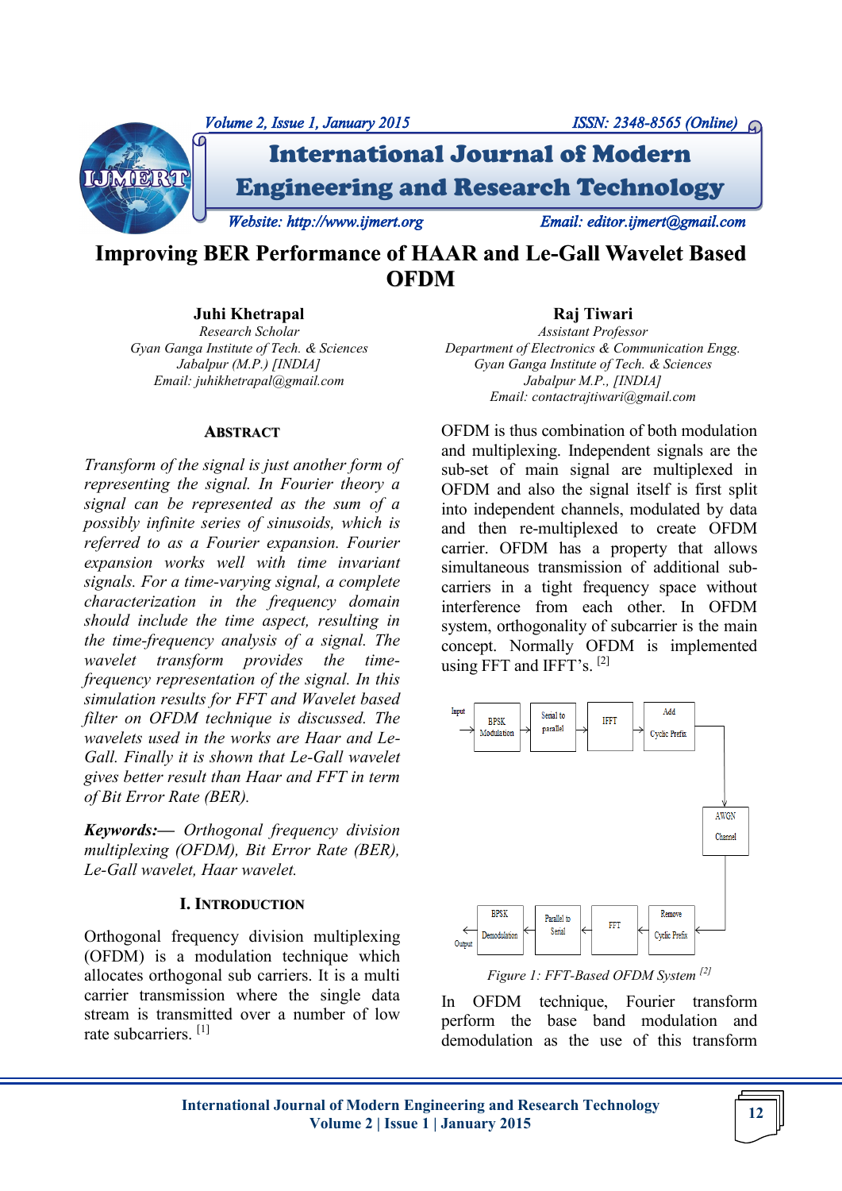# Improving BER Performance of HAAR and Le-Gall Wavelet Based OFDM

**Juhi Khetrapal**
*Research Scholar*
*Gyan Ganga Institute of Tech. & Sciences*
*Jabalpur (M.P.) [INDIA]*
*Email: juhikhetrapal@gmail.com*

**Raj Tiwari**
*Assistant Professor*
*Department of Electronics & Communication Engg.*
*Gyan Ganga Institute of Tech. & Sciences*
*Jabalpur M.P., [INDIA]*
*Email: contactrajtiwari@gmail.com*

## ABSTRACT

*Transform of the signal is just another form of representing the signal. In Fourier theory a signal can be represented as the sum of a possibly infinite series of sinusoids, which is referred to as a Fourier expansion. Fourier expansion works well with time invariant signals. For a time-varying signal, a complete characterization in the frequency domain should include the time aspect, resulting in the time-frequency analysis of a signal. The wavelet transform provides the time-frequency representation of the signal. In this simulation results for FFT and Wavelet based filter on OFDM technique is discussed. The wavelets used in the works are Haar and Le-Gall. Finally it is shown that Le-Gall wavelet gives better result than Haar and FFT in term of Bit Error Rate (BER).*

***Keywords:—*** *Orthogonal frequency division multiplexing (OFDM), Bit Error Rate (BER), Le-Gall wavelet, Haar wavelet.*

## I. INTRODUCTION

Orthogonal frequency division multiplexing (OFDM) is a modulation technique which allocates orthogonal sub carriers. It is a multi carrier transmission where the single data stream is transmitted over a number of low rate subcarriers. [1]

OFDM is thus combination of both modulation and multiplexing. Independent signals are the sub-set of main signal are multiplexed in OFDM and also the signal itself is first split into independent channels, modulated by data and then re-multiplexed to create OFDM carrier. OFDM has a property that allows simultaneous transmission of additional sub-carriers in a tight frequency space without interference from each other. In OFDM system, orthogonality of subcarrier is the main concept. Normally OFDM is implemented using FFT and IFFT's. [2]

Input → BPSK Modulation → Serial to parallel → IFFT → Add Cyclic Prefix → AWGN Channel → Remove Cyclic Prefix → FFT → Parallel to Serial → BPSK Demodulation → Output

*Figure 1: FFT-Based OFDM System [2]*

In OFDM technique, Fourier transform perform the base band modulation and demodulation as the use of this transform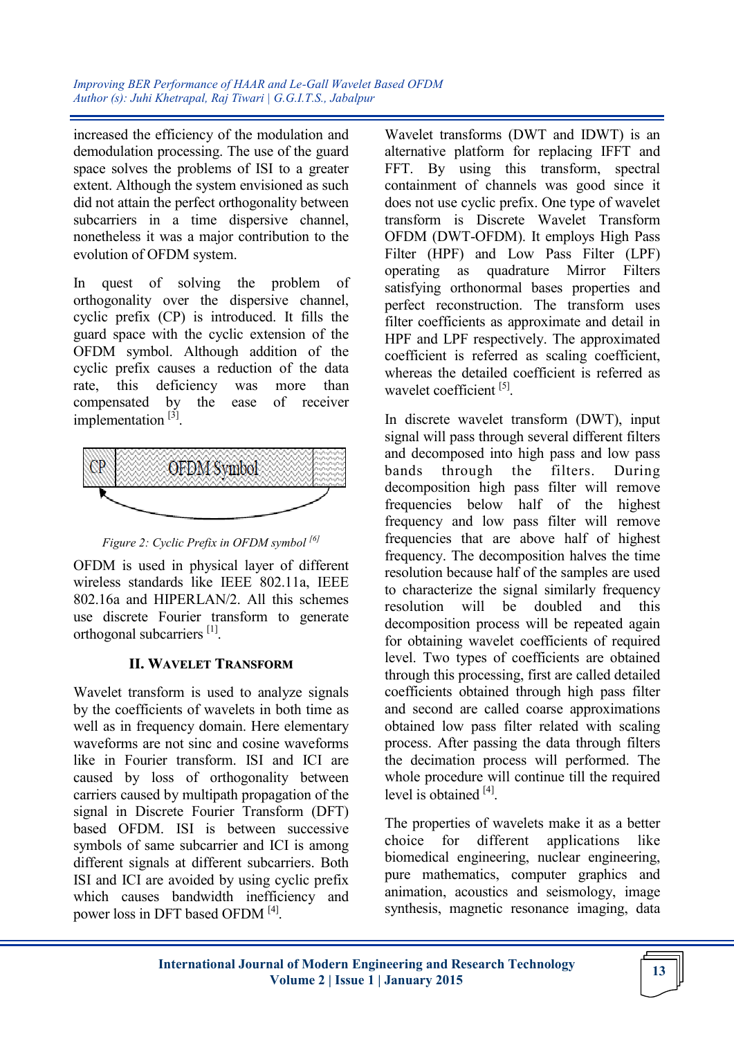increased the efficiency of the modulation and demodulation processing. The use of the guard space solves the problems of ISI to a greater extent. Although the system envisioned as such did not attain the perfect orthogonality between subcarriers in a time dispersive channel, nonetheless it was a major contribution to the evolution of OFDM system.

In quest of solving the problem of orthogonality over the dispersive channel, cyclic prefix (CP) is introduced. It fills the guard space with the cyclic extension of the OFDM symbol. Although addition of the cyclic prefix causes a reduction of the data rate, this deficiency was more than compensated by the ease of receiver implementation [3].

*Figure 2: Cyclic Prefix in OFDM symbol [6]*

OFDM is used in physical layer of different wireless standards like IEEE 802.11a, IEEE 802.16a and HIPERLAN/2. All this schemes use discrete Fourier transform to generate orthogonal subcarriers [1].

## II. Wavelet Transform

Wavelet transform is used to analyze signals by the coefficients of wavelets in both time as well as in frequency domain. Here elementary waveforms are not sinc and cosine waveforms like in Fourier transform. ISI and ICI are caused by loss of orthogonality between carriers caused by multipath propagation of the signal in Discrete Fourier Transform (DFT) based OFDM. ISI is between successive symbols of same subcarrier and ICI is among different signals at different subcarriers. Both ISI and ICI are avoided by using cyclic prefix which causes bandwidth inefficiency and power loss in DFT based OFDM [4].

Wavelet transforms (DWT and IDWT) is an alternative platform for replacing IFFT and FFT. By using this transform, spectral containment of channels was good since it does not use cyclic prefix. One type of wavelet transform is Discrete Wavelet Transform OFDM (DWT-OFDM). It employs High Pass Filter (HPF) and Low Pass Filter (LPF) operating as quadrature Mirror Filters satisfying orthonormal bases properties and perfect reconstruction. The transform uses filter coefficients as approximate and detail in HPF and LPF respectively. The approximated coefficient is referred as scaling coefficient, whereas the detailed coefficient is referred as wavelet coefficient [5].

In discrete wavelet transform (DWT), input signal will pass through several different filters and decomposed into high pass and low pass bands through the filters. During decomposition high pass filter will remove frequencies below half of the highest frequency and low pass filter will remove frequencies that are above half of highest frequency. The decomposition halves the time resolution because half of the samples are used to characterize the signal similarly frequency resolution will be doubled and this decomposition process will be repeated again for obtaining wavelet coefficients of required level. Two types of coefficients are obtained through this processing, first are called detailed coefficients obtained through high pass filter and second are called coarse approximations obtained low pass filter related with scaling process. After passing the data through filters the decimation process will performed. The whole procedure will continue till the required level is obtained [4].

The properties of wavelets make it as a better choice for different applications like biomedical engineering, nuclear engineering, pure mathematics, computer graphics and animation, acoustics and seismology, image synthesis, magnetic resonance imaging, data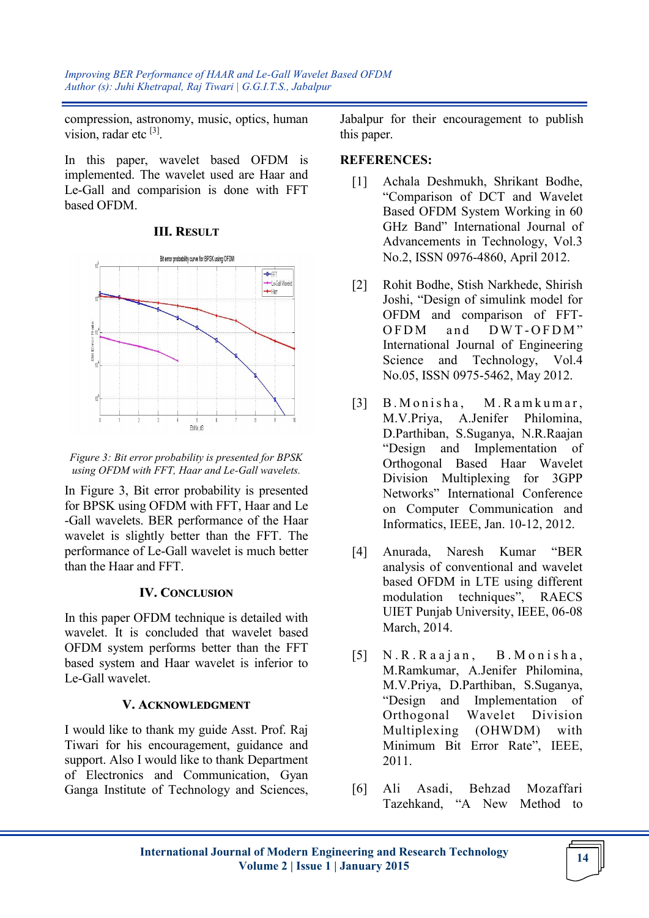compression, astronomy, music, optics, human vision, radar etc [3].

In this paper, wavelet based OFDM is implemented. The wavelet used are Haar and Le-Gall and comparision is done with FFT based OFDM.

## III. RESULT

*Figure 3: Bit error probability is presented for BPSK using OFDM with FFT, Haar and Le-Gall wavelets.*

In Figure 3, Bit error probability is presented for BPSK using OFDM with FFT, Haar and Le -Gall wavelets. BER performance of the Haar wavelet is slightly better than the FFT. The performance of Le-Gall wavelet is much better than the Haar and FFT.

## IV. CONCLUSION

In this paper OFDM technique is detailed with wavelet. It is concluded that wavelet based OFDM system performs better than the FFT based system and Haar wavelet is inferior to Le-Gall wavelet.

## V. ACKNOWLEDGMENT

I would like to thank my guide Asst. Prof. Raj Tiwari for his encouragement, guidance and support. Also I would like to thank Department of Electronics and Communication, Gyan Ganga Institute of Technology and Sciences, Jabalpur for their encouragement to publish this paper.

## REFERENCES:

[1] Achala Deshmukh, Shrikant Bodhe, "Comparison of DCT and Wavelet Based OFDM System Working in 60 GHz Band" International Journal of Advancements in Technology, Vol.3 No.2, ISSN 0976-4860, April 2012.

[2] Rohit Bodhe, Stish Narkhede, Shirish Joshi, "Design of simulink model for OFDM and comparison of FFT-OFDM and DWT-OFDM" International Journal of Engineering Science and Technology, Vol.4 No.05, ISSN 0975-5462, May 2012.

[3] B.Monisha, M.Ramkumar, M.V.Priya, A.Jenifer Philomina, D.Parthiban, S.Suganya, N.R.Raajan "Design and Implementation of Orthogonal Based Haar Wavelet Division Multiplexing for 3GPP Networks" International Conference on Computer Communication and Informatics, IEEE, Jan. 10-12, 2012.

[4] Anurada, Naresh Kumar "BER analysis of conventional and wavelet based OFDM in LTE using different modulation techniques", RAECS UIET Punjab University, IEEE, 06-08 March, 2014.

[5] N.R.Raajan, B.Monisha, M.Ramkumar, A.Jenifer Philomina, M.V.Priya, D.Parthiban, S.Suganya, "Design and Implementation of Orthogonal Wavelet Division Multiplexing (OHWDM) with Minimum Bit Error Rate", IEEE, 2011.

[6] Ali Asadi, Behzad Mozaffari Tazehkand, "A New Method to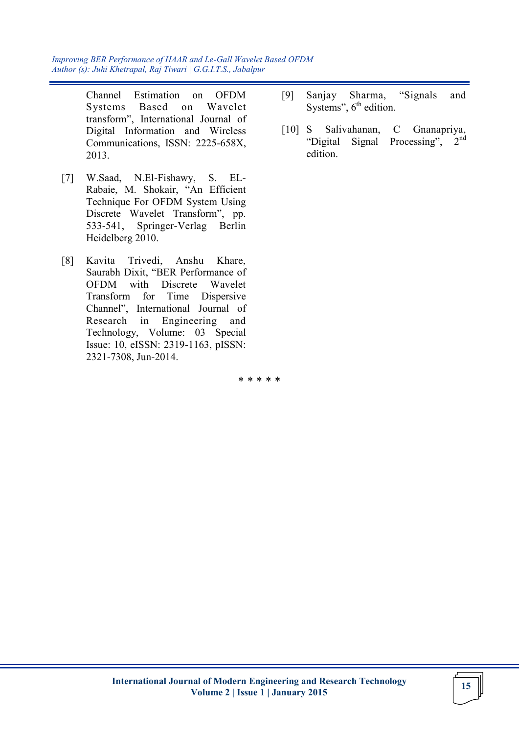Channel Estimation on OFDM Systems Based on Wavelet transform", International Journal of Digital Information and Wireless Communications, ISSN: 2225-658X, 2013.

[7] W.Saad, N.El-Fishawy, S. EL-Rabaie, M. Shokair, "An Efficient Technique For OFDM System Using Discrete Wavelet Transform", pp. 533-541, Springer-Verlag Berlin Heidelberg 2010.

[8] Kavita Trivedi, Anshu Khare, Saurabh Dixit, "BER Performance of OFDM with Discrete Wavelet Transform for Time Dispersive Channel", International Journal of Research in Engineering and Technology, Volume: 03 Special Issue: 10, eISSN: 2319-1163, pISSN: 2321-7308, Jun-2014.

[9] Sanjay Sharma, "Signals and Systems", $6^{th}$ edition.

[10] S Salivahanan, C Gnanapriya, "Digital Signal Processing", $2^{nd}$ edition.

* * * * *